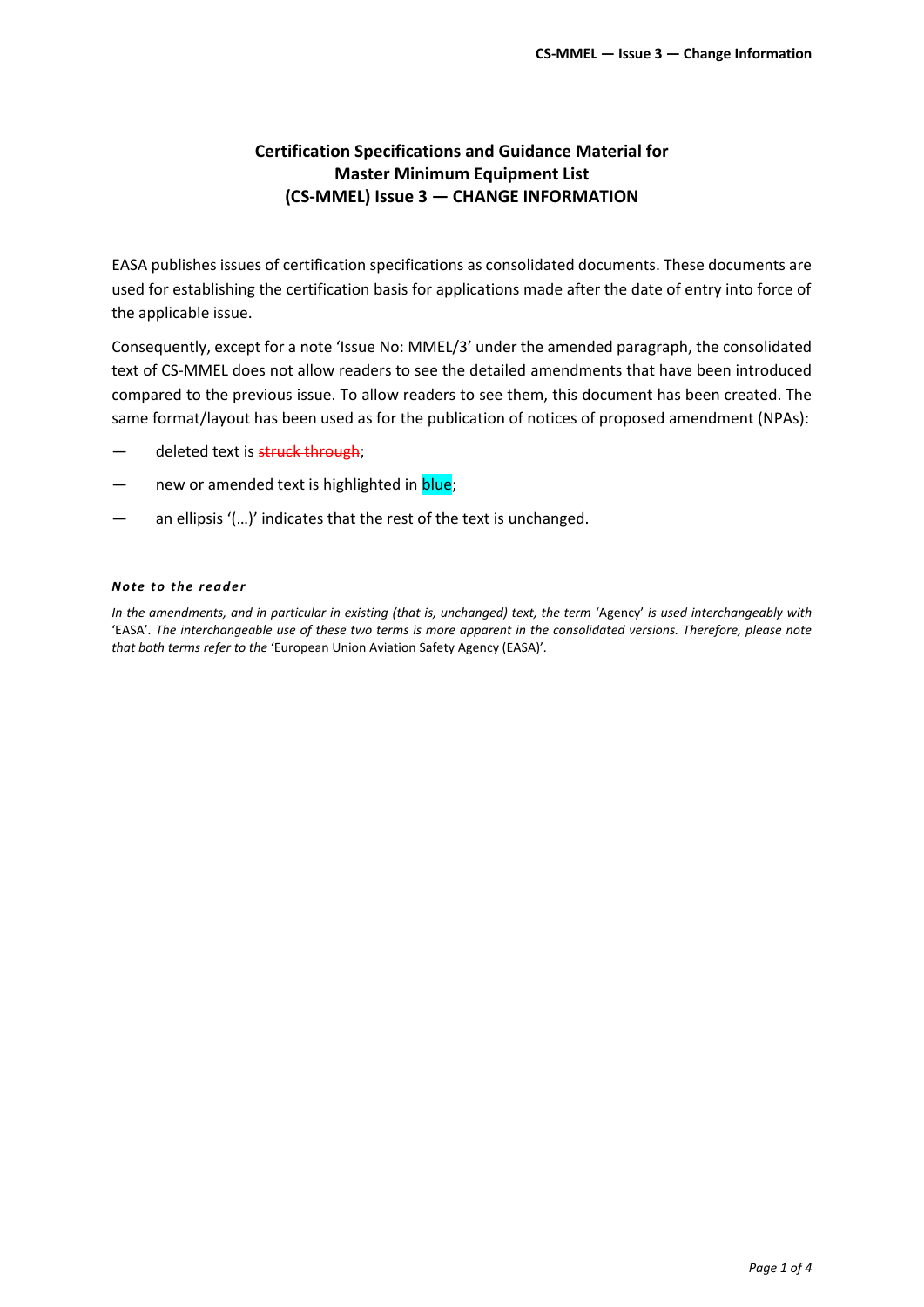# Certification Specifications and Guidance Material for Master Minimum Equipment List (CS-MMEL) Issue 3 — CHANGE INFORMATION

EASA publishes issues of certification specifications as consolidated documents. These documents are used for establishing the certification basis for applications made after the date of entry into force of the applicable issue.

Consequently, except for a note 'Issue No: MMEL/3' under the amended paragraph, the consolidated text of CS-MMEL does not allow readers to see the detailed amendments that have been introduced compared to the previous issue. To allow readers to see them, this document has been created. The same format/layout has been used as for the publication of notices of proposed amendment (NPAs):

— deleted text is ~~struck through~~;

— new or amended text is highlighted in blue;

— an ellipsis '(…)' indicates that the rest of the text is unchanged.

***Note to the reader***

*In the amendments, and in particular in existing (that is, unchanged) text, the term* 'Agency' *is used interchangeably with* 'EASA'. *The interchangeable use of these two terms is more apparent in the consolidated versions. Therefore, please note that both terms refer to the* 'European Union Aviation Safety Agency (EASA)'.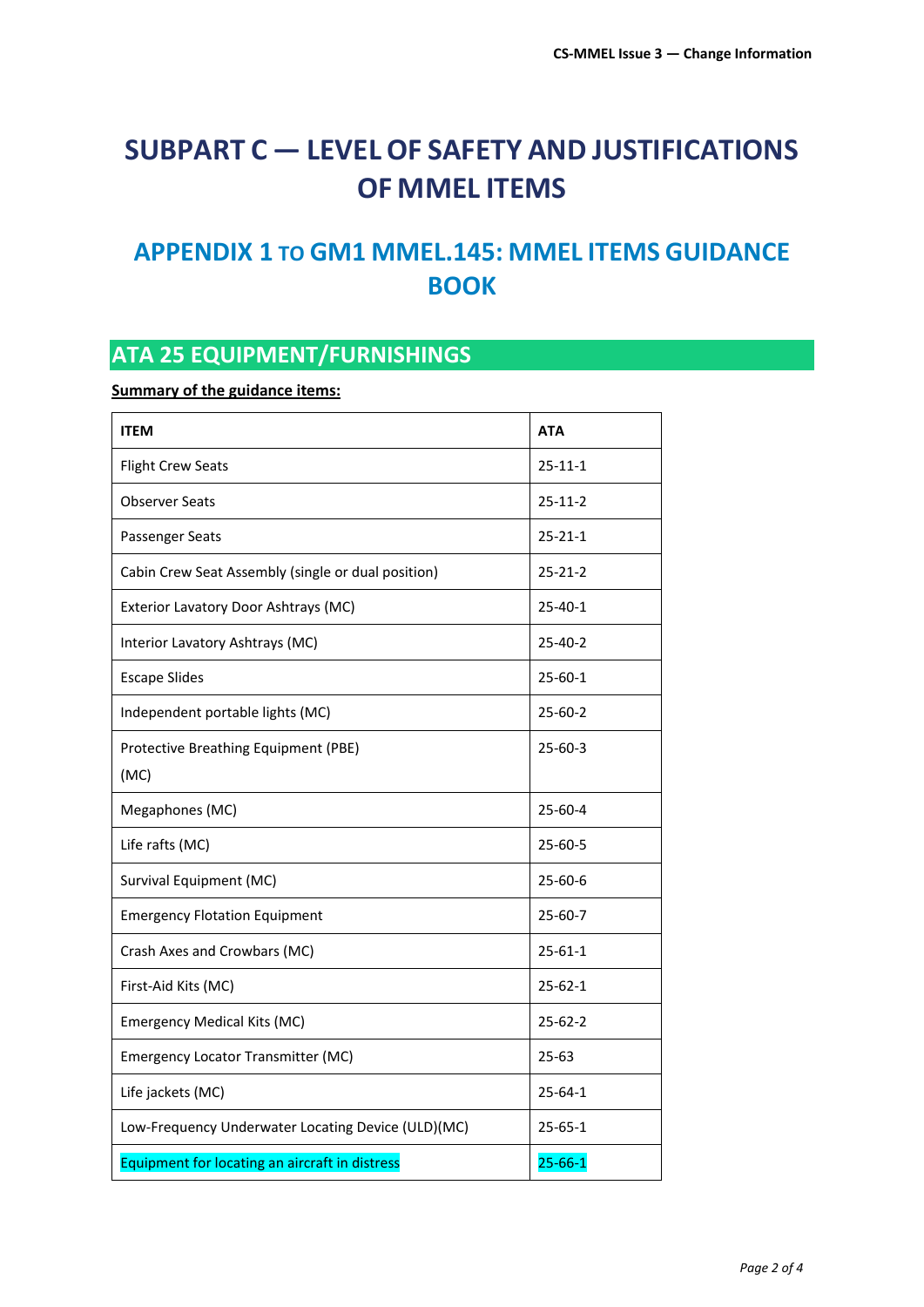# SUBPART C — LEVEL OF SAFETY AND JUSTIFICATIONS OF MMEL ITEMS

## APPENDIX 1 TO GM1 MMEL.145: MMEL ITEMS GUIDANCE BOOK

## ATA 25 EQUIPMENT/FURNISHINGS

**Summary of the guidance items:**

| ITEM | ATA |
|---|---|
| Flight Crew Seats | 25-11-1 |
| Observer Seats | 25-11-2 |
| Passenger Seats | 25-21-1 |
| Cabin Crew Seat Assembly (single or dual position) | 25-21-2 |
| Exterior Lavatory Door Ashtrays (MC) | 25-40-1 |
| Interior Lavatory Ashtrays (MC) | 25-40-2 |
| Escape Slides | 25-60-1 |
| Independent portable lights (MC) | 25-60-2 |
| Protective Breathing Equipment (PBE) (MC) | 25-60-3 |
| Megaphones (MC) | 25-60-4 |
| Life rafts (MC) | 25-60-5 |
| Survival Equipment (MC) | 25-60-6 |
| Emergency Flotation Equipment | 25-60-7 |
| Crash Axes and Crowbars (MC) | 25-61-1 |
| First-Aid Kits (MC) | 25-62-1 |
| Emergency Medical Kits (MC) | 25-62-2 |
| Emergency Locator Transmitter (MC) | 25-63 |
| Life jackets (MC) | 25-64-1 |
| Low-Frequency Underwater Locating Device (ULD)(MC) | 25-65-1 |
| Equipment for locating an aircraft in distress | 25-66-1 |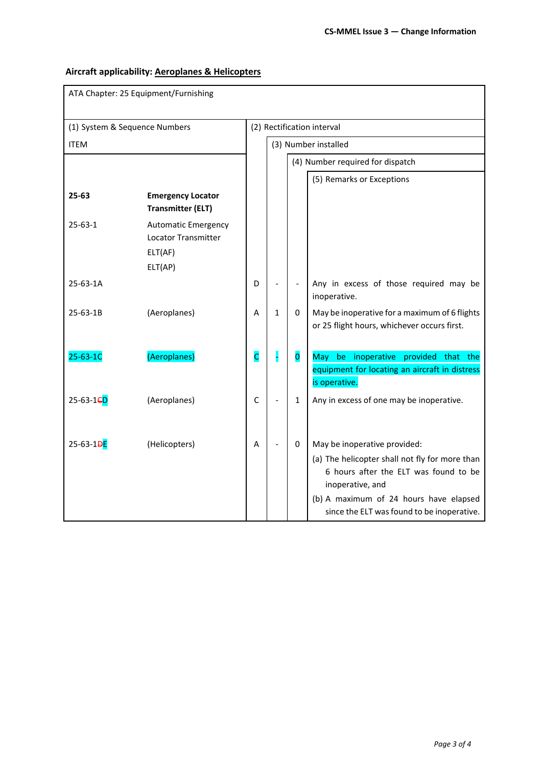**Aircraft applicability: Aeroplanes & Helicopters**

ATA Chapter: 25 Equipment/Furnishing

| (1) System & Sequence Numbers ITEM | | (2) Rectification interval | (3) Number installed | (4) Number required for dispatch | (5) Remarks or Exceptions |
|---|---|---|---|---|---|
| **25-63** | **Emergency Locator Transmitter (ELT)** | | | | |
| 25-63-1 | Automatic Emergency Locator Transmitter ELT(AF) ELT(AP) | | | | |
| 25-63-1A | | D | - | - | Any in excess of those required may be inoperative. |
| 25-63-1B | (Aeroplanes) | A | 1 | 0 | May be inoperative for a maximum of 6 flights or 25 flight hours, whichever occurs first. |
| 25-63-1C | (Aeroplanes) | C | - | 0 | May be inoperative provided that the equipment for locating an aircraft in distress is operative. |
| 25-63-1~~C~~D | (Aeroplanes) | C | - | 1 | Any in excess of one may be inoperative. |
| 25-63-1~~D~~E | (Helicopters) | A | - | 0 | May be inoperative provided: (a) The helicopter shall not fly for more than 6 hours after the ELT was found to be inoperative, and (b) A maximum of 24 hours have elapsed since the ELT was found to be inoperative. |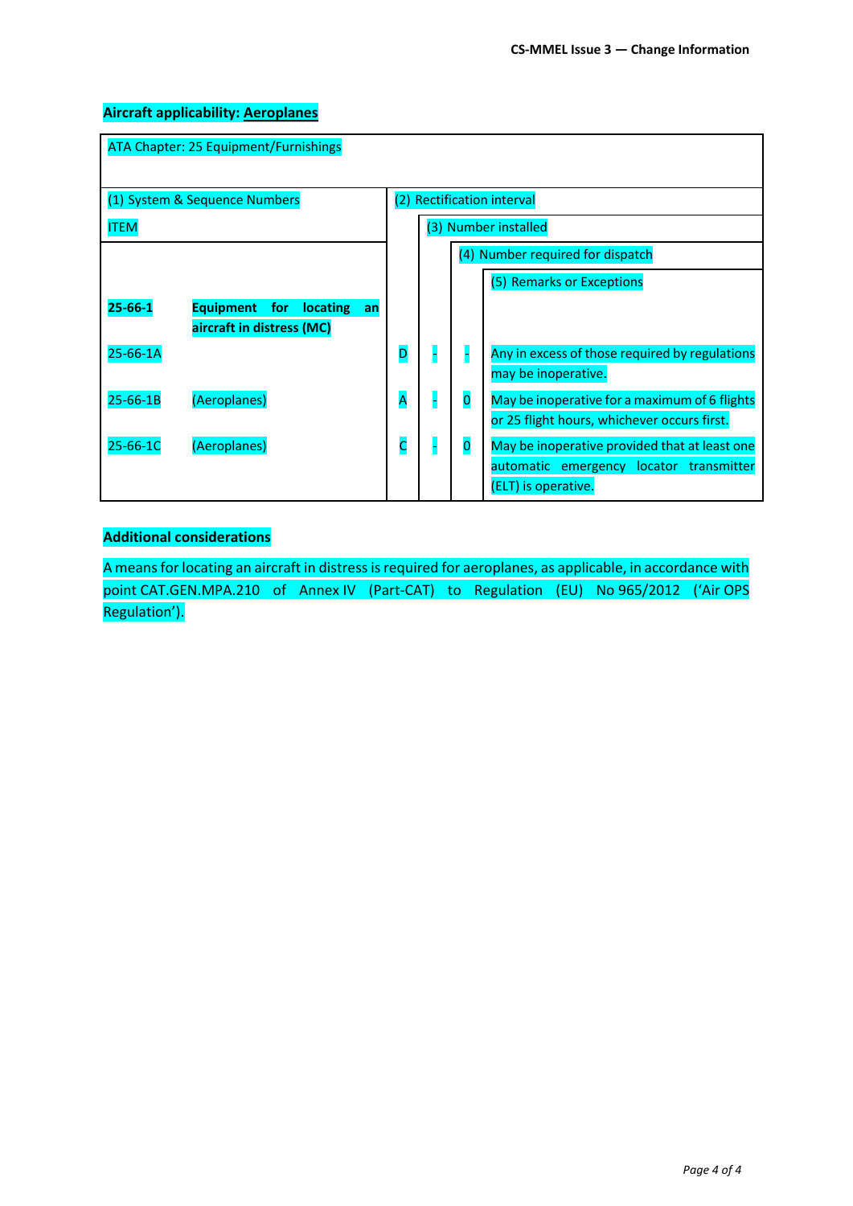**Aircraft applicability: Aeroplanes**

| ATA Chapter: 25 Equipment/Furnishings | | | | | |
|---|---|---|---|---|---|
| (1) System & Sequence Numbers | | (2) Rectification interval | (3) Number installed | (4) Number required for dispatch | (5) Remarks or Exceptions |
| ITEM | | | | | |
| **25-66-1** | **Equipment for locating an aircraft in distress (MC)** | | | | |
| 25-66-1A | | D | - | - | Any in excess of those required by regulations may be inoperative. |
| 25-66-1B | (Aeroplanes) | A | - | 0 | May be inoperative for a maximum of 6 flights or 25 flight hours, whichever occurs first. |
| 25-66-1C | (Aeroplanes) | C | - | 0 | May be inoperative provided that at least one automatic emergency locator transmitter (ELT) is operative. |

**Additional considerations**

A means for locating an aircraft in distress is required for aeroplanes, as applicable, in accordance with point CAT.GEN.MPA.210 of Annex IV (Part-CAT) to Regulation (EU) No 965/2012 ('Air OPS Regulation').